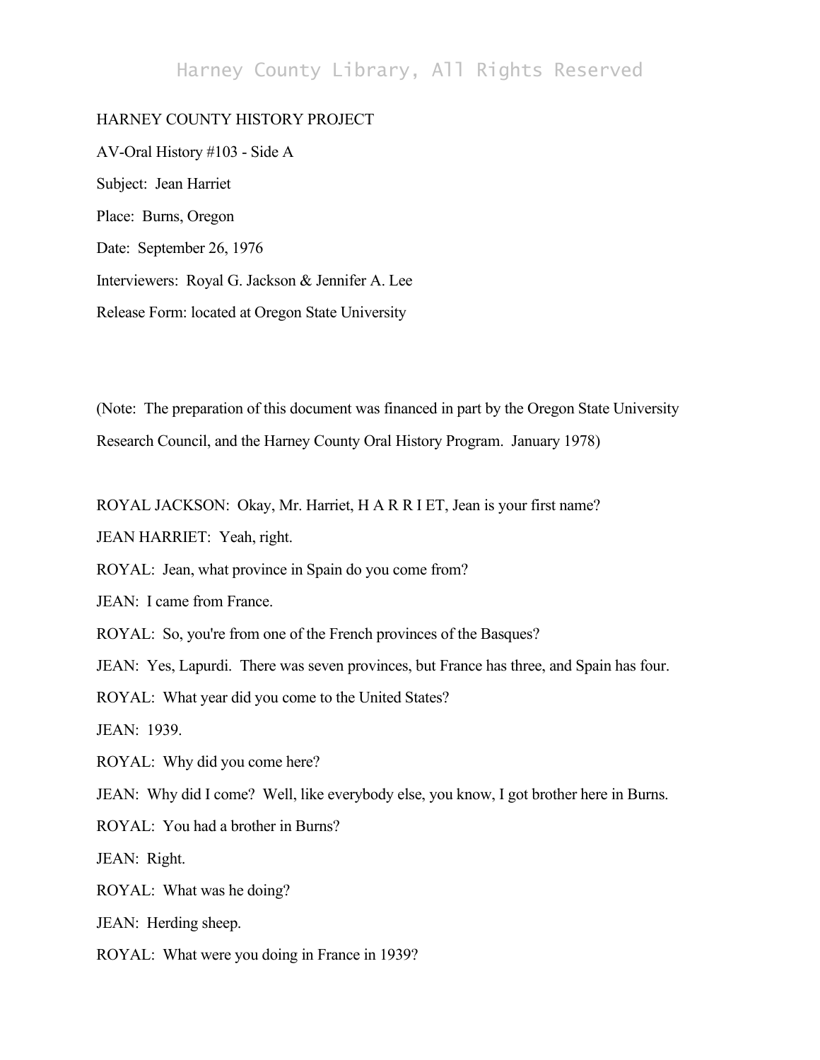HARNEY COUNTY HISTORY PROJECT

AV-Oral History #103 - Side A

Subject: Jean Harriet

Place: Burns, Oregon

Date: September 26, 1976

Interviewers: Royal G. Jackson & Jennifer A. Lee

Release Form: located at Oregon State University

(Note: The preparation of this document was financed in part by the Oregon State University Research Council, and the Harney County Oral History Program. January 1978)

ROYAL JACKSON: Okay, Mr. Harriet, H A R R I ET, Jean is your first name?

JEAN HARRIET: Yeah, right.

ROYAL: Jean, what province in Spain do you come from?

JEAN: I came from France.

ROYAL: So, you're from one of the French provinces of the Basques?

JEAN: Yes, Lapurdi. There was seven provinces, but France has three, and Spain has four.

ROYAL: What year did you come to the United States?

JEAN: 1939.

ROYAL: Why did you come here?

JEAN: Why did I come? Well, like everybody else, you know, I got brother here in Burns.

ROYAL: You had a brother in Burns?

JEAN: Right.

ROYAL: What was he doing?

JEAN: Herding sheep.

ROYAL: What were you doing in France in 1939?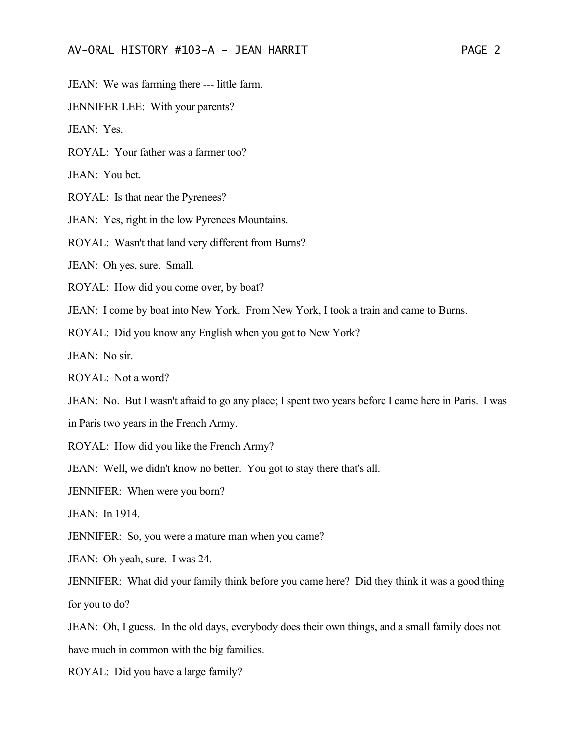JEAN: We was farming there --- little farm.

JENNIFER LEE: With your parents?

JEAN: Yes.

ROYAL: Your father was a farmer too?

JEAN: You bet.

ROYAL: Is that near the Pyrenees?

JEAN: Yes, right in the low Pyrenees Mountains.

ROYAL: Wasn't that land very different from Burns?

JEAN: Oh yes, sure. Small.

ROYAL: How did you come over, by boat?

JEAN: I come by boat into New York. From New York, I took a train and came to Burns.

ROYAL: Did you know any English when you got to New York?

JEAN: No sir.

ROYAL: Not a word?

JEAN: No. But I wasn't afraid to go any place; I spent two years before I came here in Paris. I was in Paris two years in the French Army.

ROYAL: How did you like the French Army?

JEAN: Well, we didn't know no better. You got to stay there that's all.

JENNIFER: When were you born?

JEAN: In 1914.

JENNIFER: So, you were a mature man when you came?

JEAN: Oh yeah, sure. I was 24.

JENNIFER: What did your family think before you came here? Did they think it was a good thing for you to do?

JEAN: Oh, I guess. In the old days, everybody does their own things, and a small family does not have much in common with the big families.

ROYAL: Did you have a large family?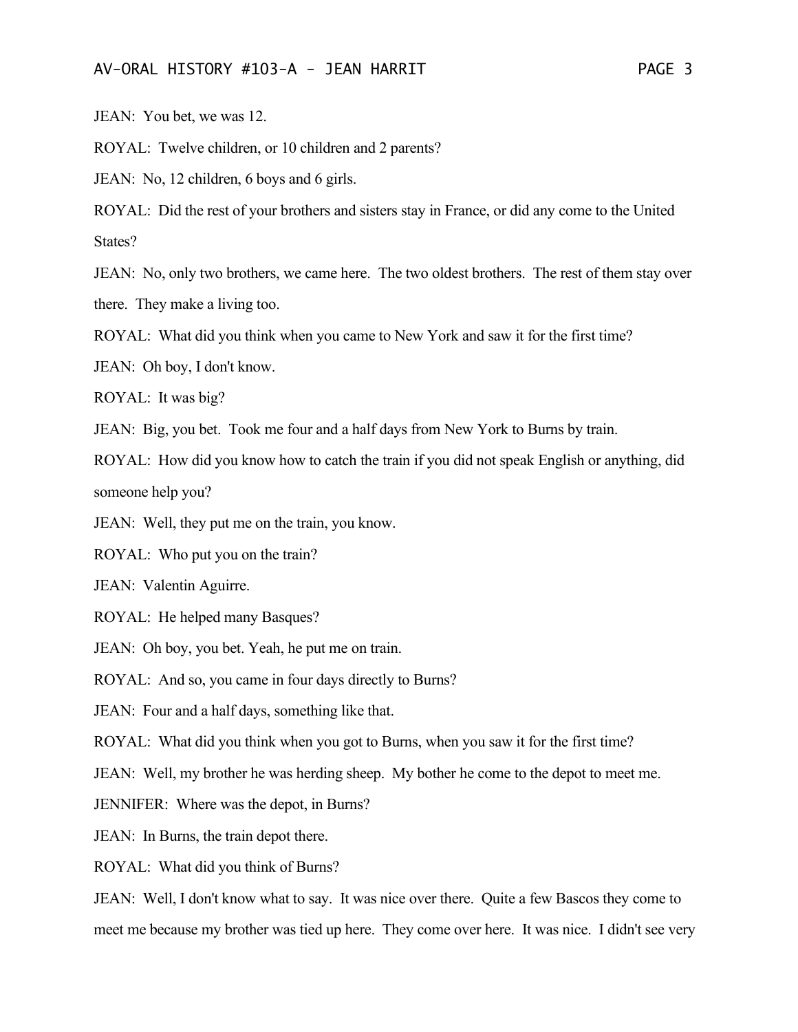JEAN: You bet, we was 12.

ROYAL: Twelve children, or 10 children and 2 parents?

JEAN: No, 12 children, 6 boys and 6 girls.

ROYAL: Did the rest of your brothers and sisters stay in France, or did any come to the United States?

JEAN: No, only two brothers, we came here. The two oldest brothers. The rest of them stay over there. They make a living too.

ROYAL: What did you think when you came to New York and saw it for the first time?

JEAN: Oh boy, I don't know.

ROYAL: It was big?

JEAN: Big, you bet. Took me four and a half days from New York to Burns by train.

ROYAL: How did you know how to catch the train if you did not speak English or anything, did someone help you?

JEAN: Well, they put me on the train, you know.

ROYAL: Who put you on the train?

JEAN: Valentin Aguirre.

ROYAL: He helped many Basques?

JEAN: Oh boy, you bet. Yeah, he put me on train.

ROYAL: And so, you came in four days directly to Burns?

JEAN: Four and a half days, something like that.

ROYAL: What did you think when you got to Burns, when you saw it for the first time?

JEAN: Well, my brother he was herding sheep. My bother he come to the depot to meet me.

JENNIFER: Where was the depot, in Burns?

JEAN: In Burns, the train depot there.

ROYAL: What did you think of Burns?

JEAN: Well, I don't know what to say. It was nice over there. Quite a few Bascos they come to meet me because my brother was tied up here. They come over here. It was nice. I didn't see very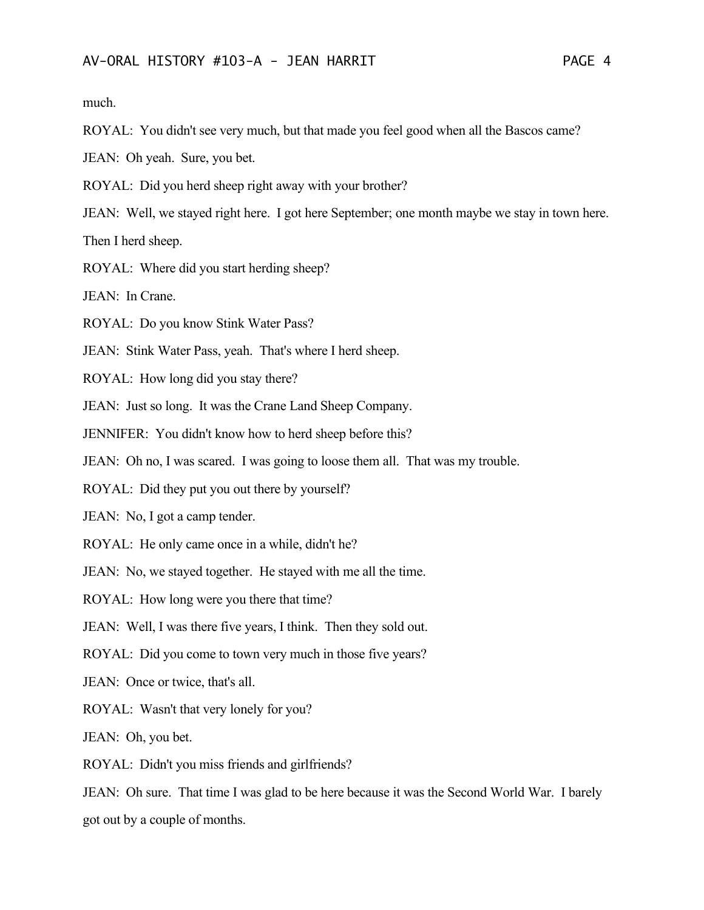much.

ROYAL: You didn't see very much, but that made you feel good when all the Bascos came?

JEAN: Oh yeah. Sure, you bet.

ROYAL: Did you herd sheep right away with your brother?

JEAN: Well, we stayed right here. I got here September; one month maybe we stay in town here. Then I herd sheep.

ROYAL: Where did you start herding sheep?

JEAN: In Crane.

ROYAL: Do you know Stink Water Pass?

JEAN: Stink Water Pass, yeah. That's where I herd sheep.

ROYAL: How long did you stay there?

JEAN: Just so long. It was the Crane Land Sheep Company.

JENNIFER: You didn't know how to herd sheep before this?

JEAN: Oh no, I was scared. I was going to loose them all. That was my trouble.

ROYAL: Did they put you out there by yourself?

JEAN: No, I got a camp tender.

ROYAL: He only came once in a while, didn't he?

JEAN: No, we stayed together. He stayed with me all the time.

ROYAL: How long were you there that time?

JEAN: Well, I was there five years, I think. Then they sold out.

ROYAL: Did you come to town very much in those five years?

JEAN: Once or twice, that's all.

ROYAL: Wasn't that very lonely for you?

JEAN: Oh, you bet.

ROYAL: Didn't you miss friends and girlfriends?

JEAN: Oh sure. That time I was glad to be here because it was the Second World War. I barely got out by a couple of months.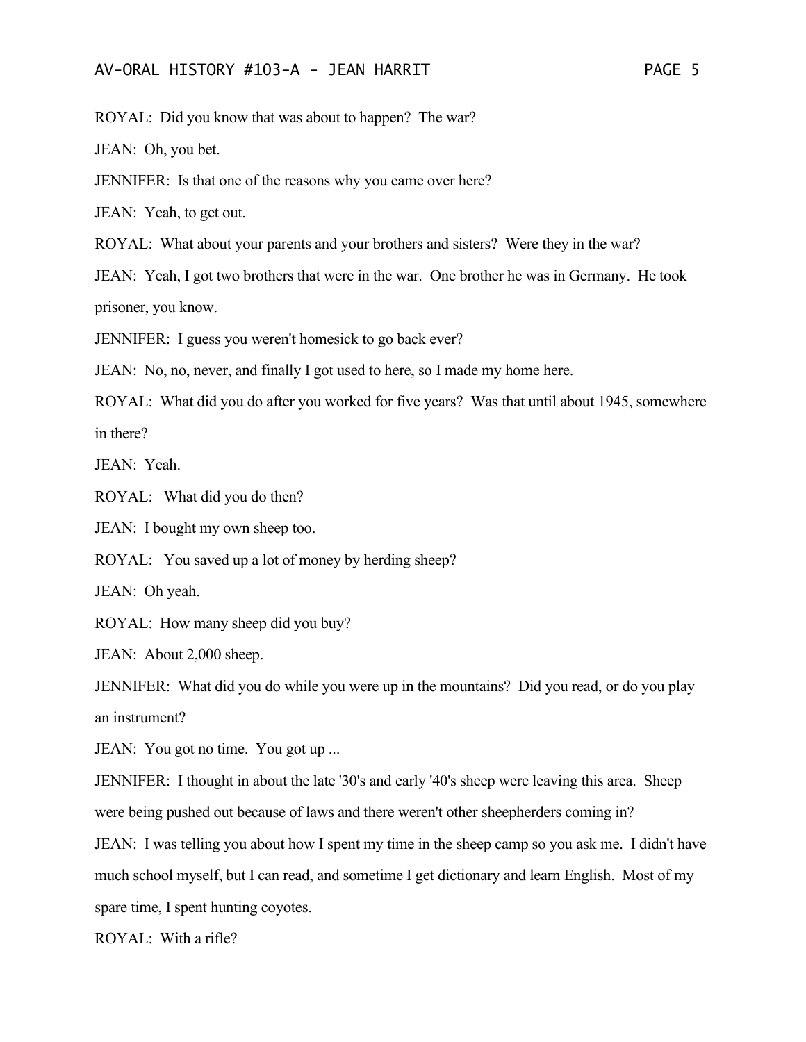ROYAL: Did you know that was about to happen? The war?

JEAN: Oh, you bet.

JENNIFER: Is that one of the reasons why you came over here?

JEAN: Yeah, to get out.

ROYAL: What about your parents and your brothers and sisters? Were they in the war?

JEAN: Yeah, I got two brothers that were in the war. One brother he was in Germany. He took prisoner, you know.

JENNIFER: I guess you weren't homesick to go back ever?

JEAN: No, no, never, and finally I got used to here, so I made my home here.

ROYAL: What did you do after you worked for five years? Was that until about 1945, somewhere in there?

JEAN: Yeah.

ROYAL: What did you do then?

JEAN: I bought my own sheep too.

ROYAL: You saved up a lot of money by herding sheep?

JEAN: Oh yeah.

ROYAL: How many sheep did you buy?

JEAN: About 2,000 sheep.

JENNIFER: What did you do while you were up in the mountains? Did you read, or do you play an instrument?

JEAN: You got no time. You got up ...

JENNIFER: I thought in about the late '30's and early '40's sheep were leaving this area. Sheep were being pushed out because of laws and there weren't other sheepherders coming in?

JEAN: I was telling you about how I spent my time in the sheep camp so you ask me. I didn't have much school myself, but I can read, and sometime I get dictionary and learn English. Most of my spare time, I spent hunting coyotes.

ROYAL: With a rifle?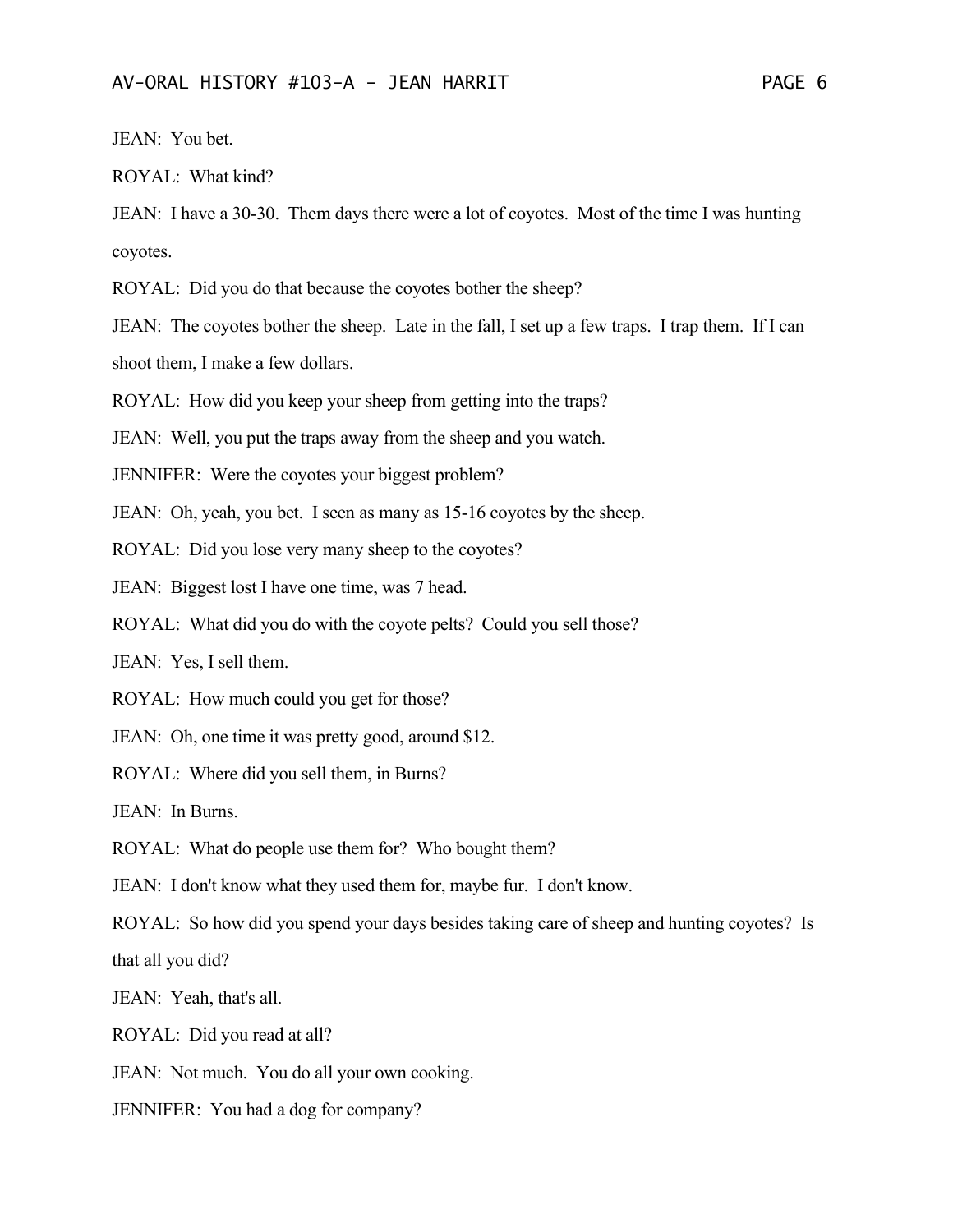JEAN: You bet.

ROYAL: What kind?

JEAN: I have a 30-30. Them days there were a lot of coyotes. Most of the time I was hunting coyotes.

ROYAL: Did you do that because the coyotes bother the sheep?

JEAN: The coyotes bother the sheep. Late in the fall, I set up a few traps. I trap them. If I can shoot them, I make a few dollars.

ROYAL: How did you keep your sheep from getting into the traps?

JEAN: Well, you put the traps away from the sheep and you watch.

JENNIFER: Were the coyotes your biggest problem?

JEAN: Oh, yeah, you bet. I seen as many as 15-16 coyotes by the sheep.

ROYAL: Did you lose very many sheep to the coyotes?

JEAN: Biggest lost I have one time, was 7 head.

ROYAL: What did you do with the coyote pelts? Could you sell those?

JEAN: Yes, I sell them.

ROYAL: How much could you get for those?

JEAN: Oh, one time it was pretty good, around $12.

ROYAL: Where did you sell them, in Burns?

JEAN: In Burns.

ROYAL: What do people use them for? Who bought them?

JEAN: I don't know what they used them for, maybe fur. I don't know.

ROYAL: So how did you spend your days besides taking care of sheep and hunting coyotes? Is that all you did?

JEAN: Yeah, that's all.

ROYAL: Did you read at all?

JEAN: Not much. You do all your own cooking.

JENNIFER: You had a dog for company?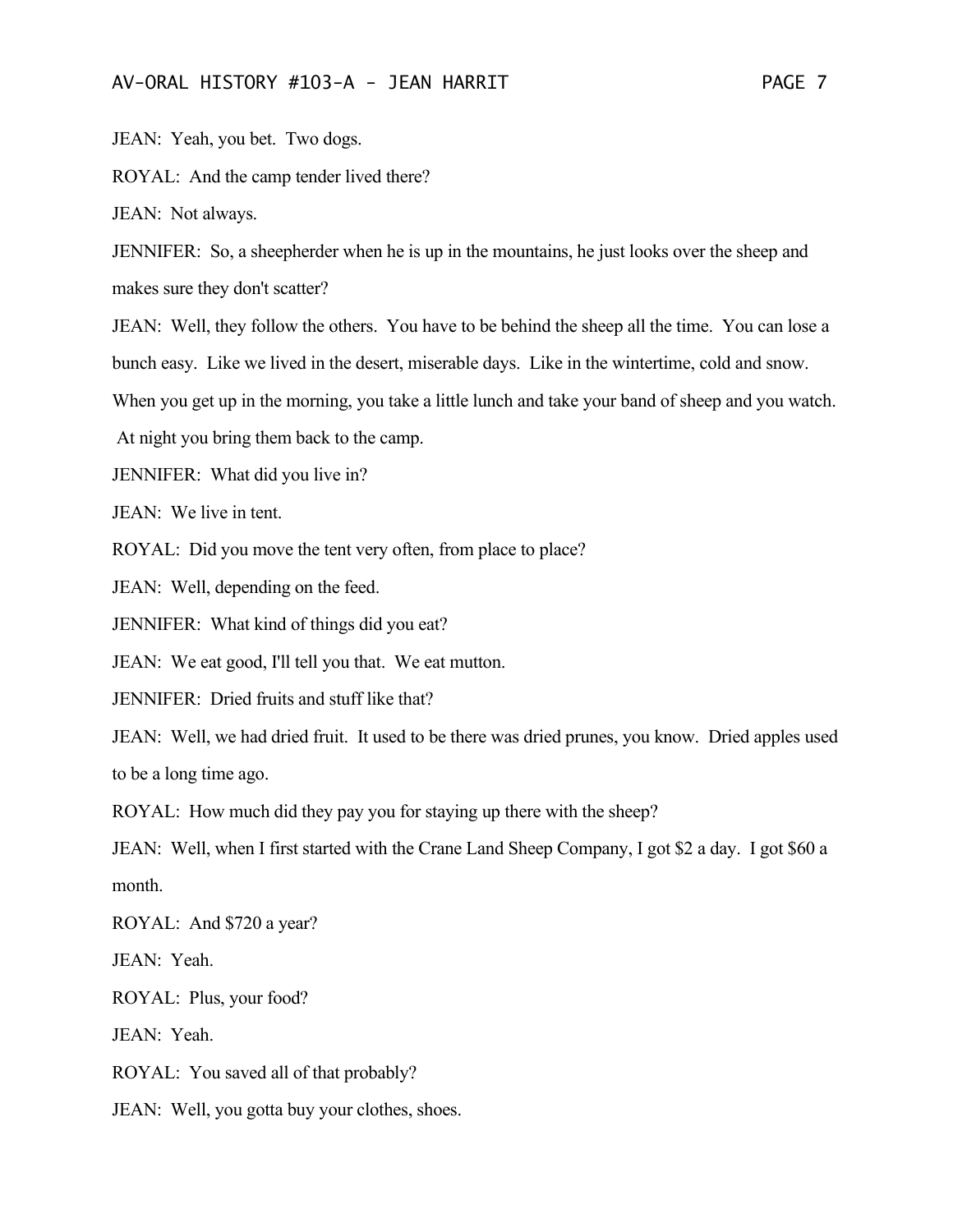JEAN: Yeah, you bet. Two dogs.

ROYAL: And the camp tender lived there?

JEAN: Not always.

JENNIFER: So, a sheepherder when he is up in the mountains, he just looks over the sheep and makes sure they don't scatter?

JEAN: Well, they follow the others. You have to be behind the sheep all the time. You can lose a bunch easy. Like we lived in the desert, miserable days. Like in the wintertime, cold and snow. When you get up in the morning, you take a little lunch and take your band of sheep and you watch. At night you bring them back to the camp.

JENNIFER: What did you live in?

JEAN: We live in tent.

ROYAL: Did you move the tent very often, from place to place?

JEAN: Well, depending on the feed.

JENNIFER: What kind of things did you eat?

JEAN: We eat good, I'll tell you that. We eat mutton.

JENNIFER: Dried fruits and stuff like that?

JEAN: Well, we had dried fruit. It used to be there was dried prunes, you know. Dried apples used to be a long time ago.

ROYAL: How much did they pay you for staying up there with the sheep?

JEAN: Well, when I first started with the Crane Land Sheep Company, I got $2 a day. I got $60 a month.

ROYAL: And $720 a year?

JEAN: Yeah.

ROYAL: Plus, your food?

JEAN: Yeah.

ROYAL: You saved all of that probably?

JEAN: Well, you gotta buy your clothes, shoes.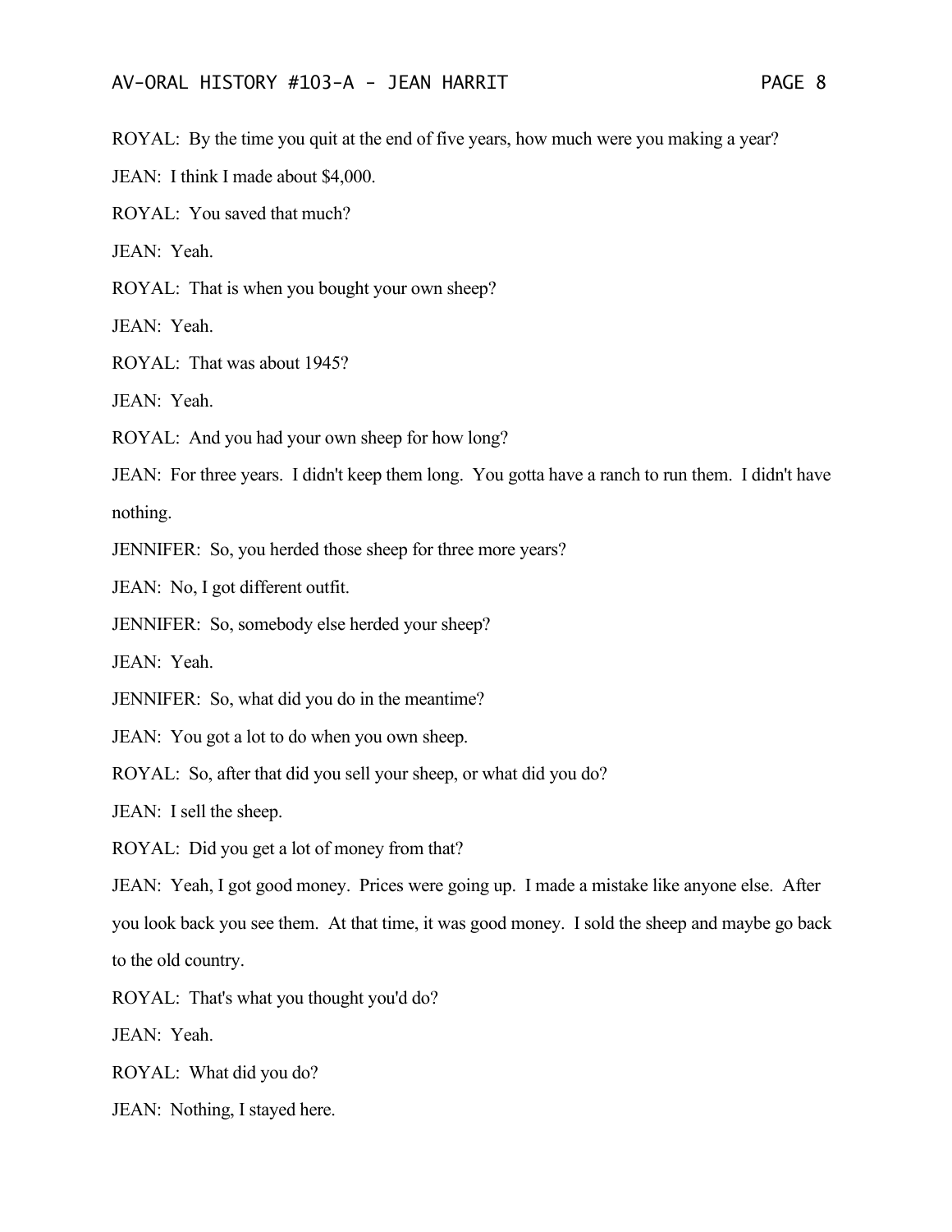ROYAL: By the time you quit at the end of five years, how much were you making a year?

JEAN: I think I made about $4,000.

ROYAL: You saved that much?

JEAN: Yeah.

ROYAL: That is when you bought your own sheep?

JEAN: Yeah.

ROYAL: That was about 1945?

JEAN: Yeah.

ROYAL: And you had your own sheep for how long?

JEAN: For three years. I didn't keep them long. You gotta have a ranch to run them. I didn't have nothing.

JENNIFER: So, you herded those sheep for three more years?

JEAN: No, I got different outfit.

JENNIFER: So, somebody else herded your sheep?

JEAN: Yeah.

JENNIFER: So, what did you do in the meantime?

JEAN: You got a lot to do when you own sheep.

ROYAL: So, after that did you sell your sheep, or what did you do?

JEAN: I sell the sheep.

ROYAL: Did you get a lot of money from that?

JEAN: Yeah, I got good money. Prices were going up. I made a mistake like anyone else. After you look back you see them. At that time, it was good money. I sold the sheep and maybe go back to the old country.

ROYAL: That's what you thought you'd do?

JEAN: Yeah.

ROYAL: What did you do?

JEAN: Nothing, I stayed here.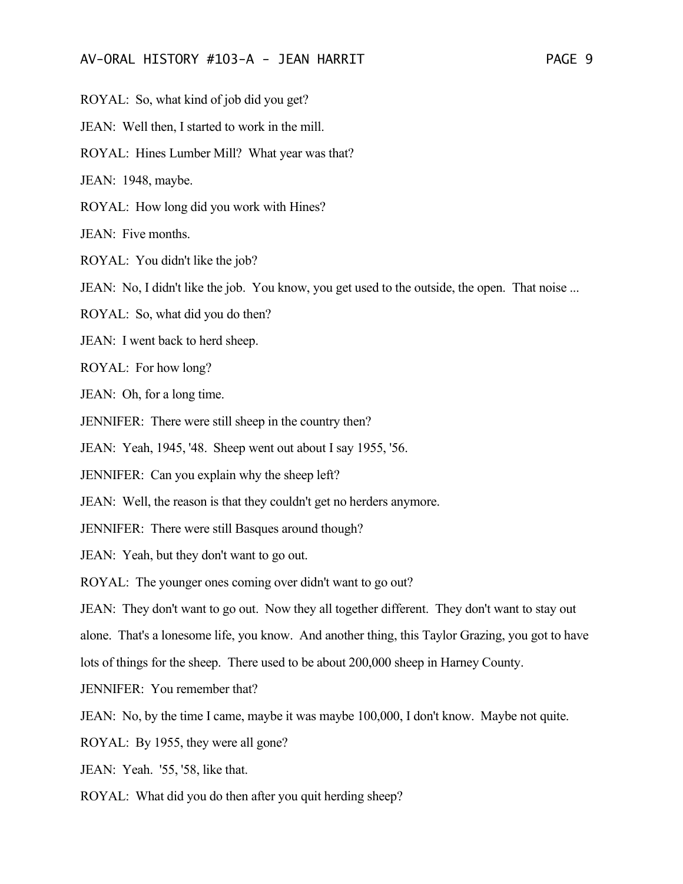ROYAL: So, what kind of job did you get?

JEAN: Well then, I started to work in the mill.

ROYAL: Hines Lumber Mill? What year was that?

JEAN: 1948, maybe.

ROYAL: How long did you work with Hines?

JEAN: Five months.

ROYAL: You didn't like the job?

JEAN: No, I didn't like the job. You know, you get used to the outside, the open. That noise ...

ROYAL: So, what did you do then?

JEAN: I went back to herd sheep.

ROYAL: For how long?

JEAN: Oh, for a long time.

JENNIFER: There were still sheep in the country then?

JEAN: Yeah, 1945, '48. Sheep went out about I say 1955, '56.

JENNIFER: Can you explain why the sheep left?

JEAN: Well, the reason is that they couldn't get no herders anymore.

JENNIFER: There were still Basques around though?

JEAN: Yeah, but they don't want to go out.

ROYAL: The younger ones coming over didn't want to go out?

JEAN: They don't want to go out. Now they all together different. They don't want to stay out alone. That's a lonesome life, you know. And another thing, this Taylor Grazing, you got to have lots of things for the sheep. There used to be about 200,000 sheep in Harney County.

JENNIFER: You remember that?

JEAN: No, by the time I came, maybe it was maybe 100,000, I don't know. Maybe not quite.

ROYAL: By 1955, they were all gone?

JEAN: Yeah. '55, '58, like that.

ROYAL: What did you do then after you quit herding sheep?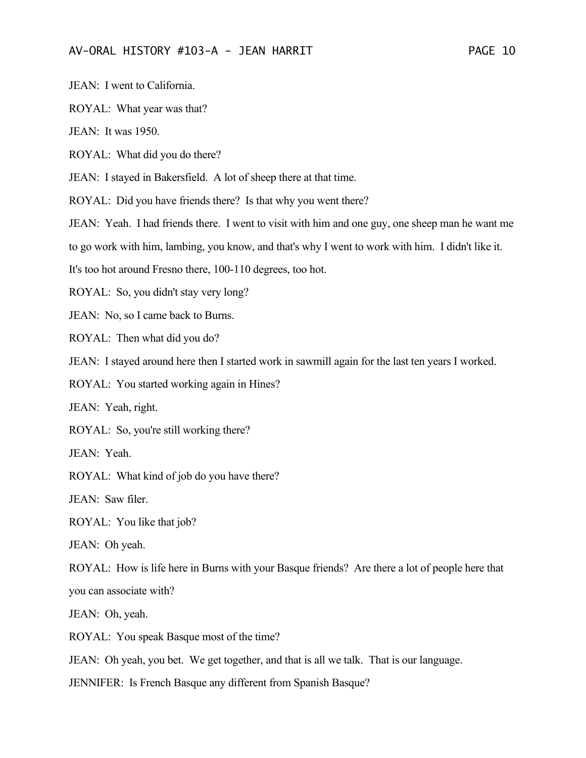JEAN: I went to California.

ROYAL: What year was that?

JEAN: It was 1950.

ROYAL: What did you do there?

JEAN: I stayed in Bakersfield. A lot of sheep there at that time.

ROYAL: Did you have friends there? Is that why you went there?

JEAN: Yeah. I had friends there. I went to visit with him and one guy, one sheep man he want me to go work with him, lambing, you know, and that's why I went to work with him. I didn't like it. It's too hot around Fresno there, 100-110 degrees, too hot.

ROYAL: So, you didn't stay very long?

JEAN: No, so I came back to Burns.

ROYAL: Then what did you do?

JEAN: I stayed around here then I started work in sawmill again for the last ten years I worked.

ROYAL: You started working again in Hines?

JEAN: Yeah, right.

ROYAL: So, you're still working there?

JEAN: Yeah.

ROYAL: What kind of job do you have there?

JEAN: Saw filer.

ROYAL: You like that job?

JEAN: Oh yeah.

ROYAL: How is life here in Burns with your Basque friends? Are there a lot of people here that you can associate with?

JEAN: Oh, yeah.

ROYAL: You speak Basque most of the time?

JEAN: Oh yeah, you bet. We get together, and that is all we talk. That is our language.

JENNIFER: Is French Basque any different from Spanish Basque?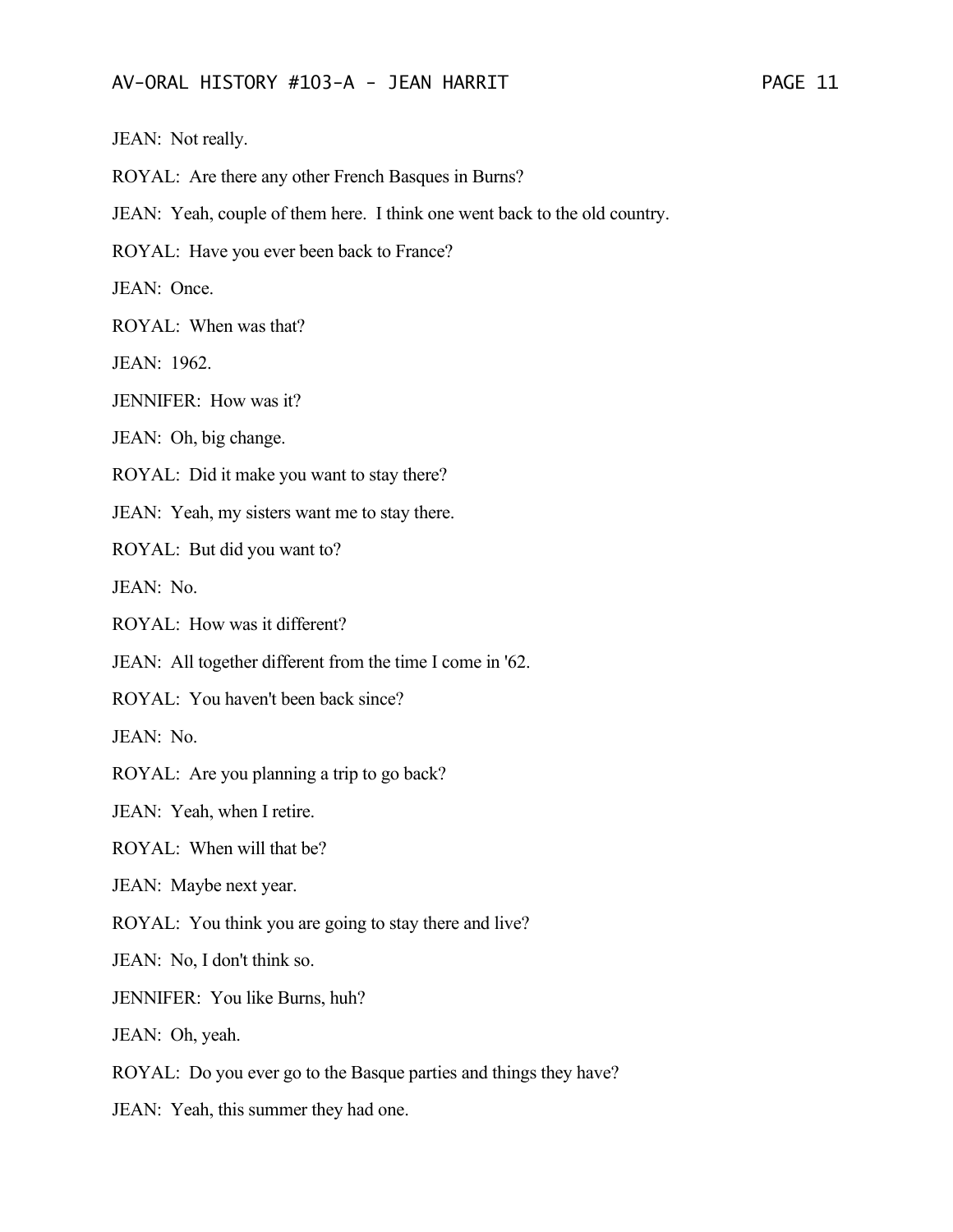JEAN: Not really.

ROYAL: Are there any other French Basques in Burns?

JEAN: Yeah, couple of them here. I think one went back to the old country.

ROYAL: Have you ever been back to France?

JEAN: Once.

ROYAL: When was that?

JEAN: 1962.

JENNIFER: How was it?

JEAN: Oh, big change.

ROYAL: Did it make you want to stay there?

JEAN: Yeah, my sisters want me to stay there.

ROYAL: But did you want to?

JEAN: No.

ROYAL: How was it different?

JEAN: All together different from the time I come in '62.

ROYAL: You haven't been back since?

JEAN: No.

ROYAL: Are you planning a trip to go back?

JEAN: Yeah, when I retire.

ROYAL: When will that be?

JEAN: Maybe next year.

ROYAL: You think you are going to stay there and live?

JEAN: No, I don't think so.

JENNIFER: You like Burns, huh?

JEAN: Oh, yeah.

ROYAL: Do you ever go to the Basque parties and things they have?

JEAN: Yeah, this summer they had one.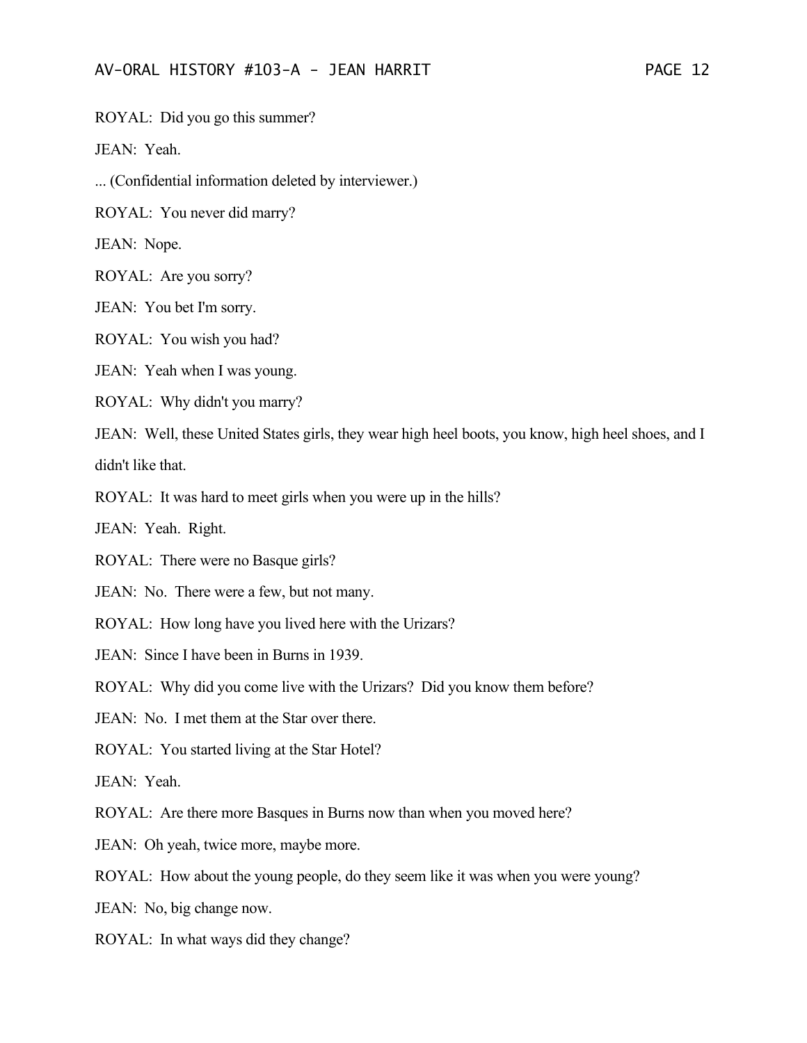ROYAL: Did you go this summer?

JEAN: Yeah.

... (Confidential information deleted by interviewer.)

ROYAL: You never did marry?

JEAN: Nope.

ROYAL: Are you sorry?

JEAN: You bet I'm sorry.

ROYAL: You wish you had?

JEAN: Yeah when I was young.

ROYAL: Why didn't you marry?

JEAN: Well, these United States girls, they wear high heel boots, you know, high heel shoes, and I didn't like that.

ROYAL: It was hard to meet girls when you were up in the hills?

JEAN: Yeah. Right.

ROYAL: There were no Basque girls?

JEAN: No. There were a few, but not many.

ROYAL: How long have you lived here with the Urizars?

JEAN: Since I have been in Burns in 1939.

ROYAL: Why did you come live with the Urizars? Did you know them before?

JEAN: No. I met them at the Star over there.

ROYAL: You started living at the Star Hotel?

JEAN: Yeah.

ROYAL: Are there more Basques in Burns now than when you moved here?

JEAN: Oh yeah, twice more, maybe more.

ROYAL: How about the young people, do they seem like it was when you were young?

JEAN: No, big change now.

ROYAL: In what ways did they change?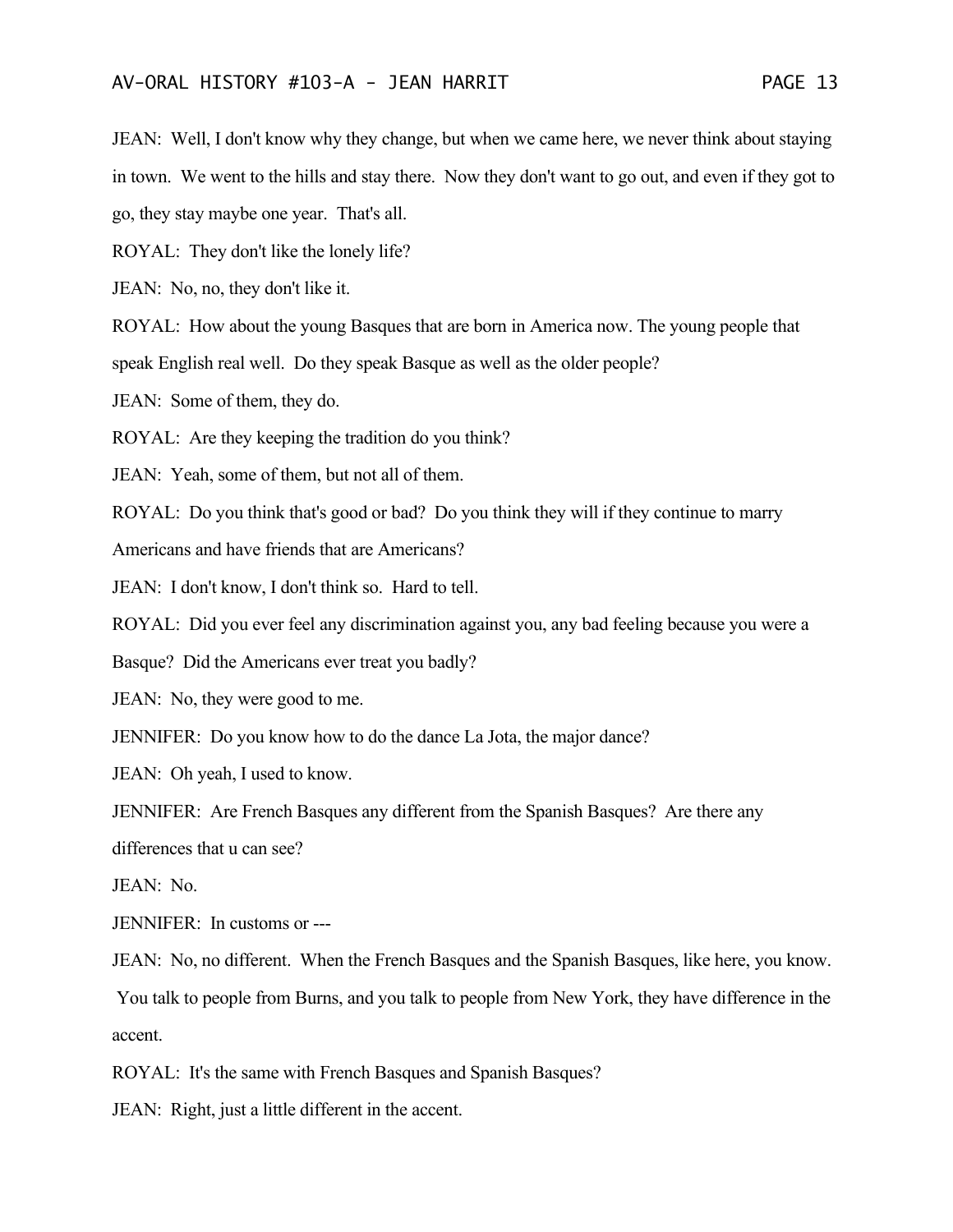JEAN: Well, I don't know why they change, but when we came here, we never think about staying in town. We went to the hills and stay there. Now they don't want to go out, and even if they got to go, they stay maybe one year. That's all.

ROYAL: They don't like the lonely life?

JEAN: No, no, they don't like it.

ROYAL: How about the young Basques that are born in America now. The young people that speak English real well. Do they speak Basque as well as the older people?

JEAN: Some of them, they do.

ROYAL: Are they keeping the tradition do you think?

JEAN: Yeah, some of them, but not all of them.

ROYAL: Do you think that's good or bad? Do you think they will if they continue to marry Americans and have friends that are Americans?

JEAN: I don't know, I don't think so. Hard to tell.

ROYAL: Did you ever feel any discrimination against you, any bad feeling because you were a Basque? Did the Americans ever treat you badly?

JEAN: No, they were good to me.

JENNIFER: Do you know how to do the dance La Jota, the major dance?

JEAN: Oh yeah, I used to know.

JENNIFER: Are French Basques any different from the Spanish Basques? Are there any differences that u can see?

JEAN: No.

JENNIFER: In customs or ---

JEAN: No, no different. When the French Basques and the Spanish Basques, like here, you know. You talk to people from Burns, and you talk to people from New York, they have difference in the accent.

ROYAL: It's the same with French Basques and Spanish Basques?

JEAN: Right, just a little different in the accent.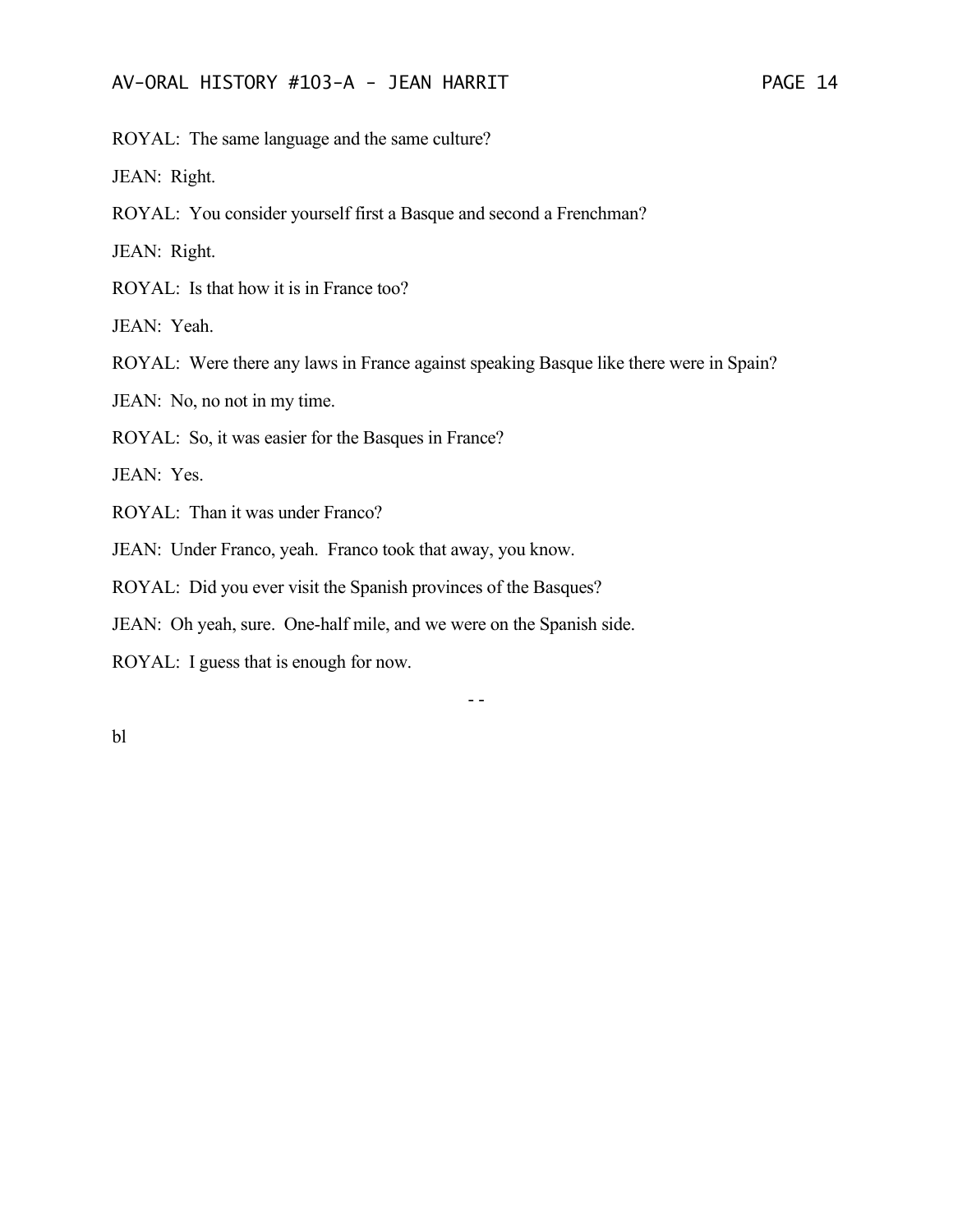ROYAL: The same language and the same culture?

JEAN: Right.

ROYAL: You consider yourself first a Basque and second a Frenchman?

JEAN: Right.

ROYAL: Is that how it is in France too?

JEAN: Yeah.

ROYAL: Were there any laws in France against speaking Basque like there were in Spain?

JEAN: No, no not in my time.

ROYAL: So, it was easier for the Basques in France?

JEAN: Yes.

ROYAL: Than it was under Franco?

JEAN: Under Franco, yeah. Franco took that away, you know.

ROYAL: Did you ever visit the Spanish provinces of the Basques?

JEAN: Oh yeah, sure. One-half mile, and we were on the Spanish side.

ROYAL: I guess that is enough for now.

- -

bl